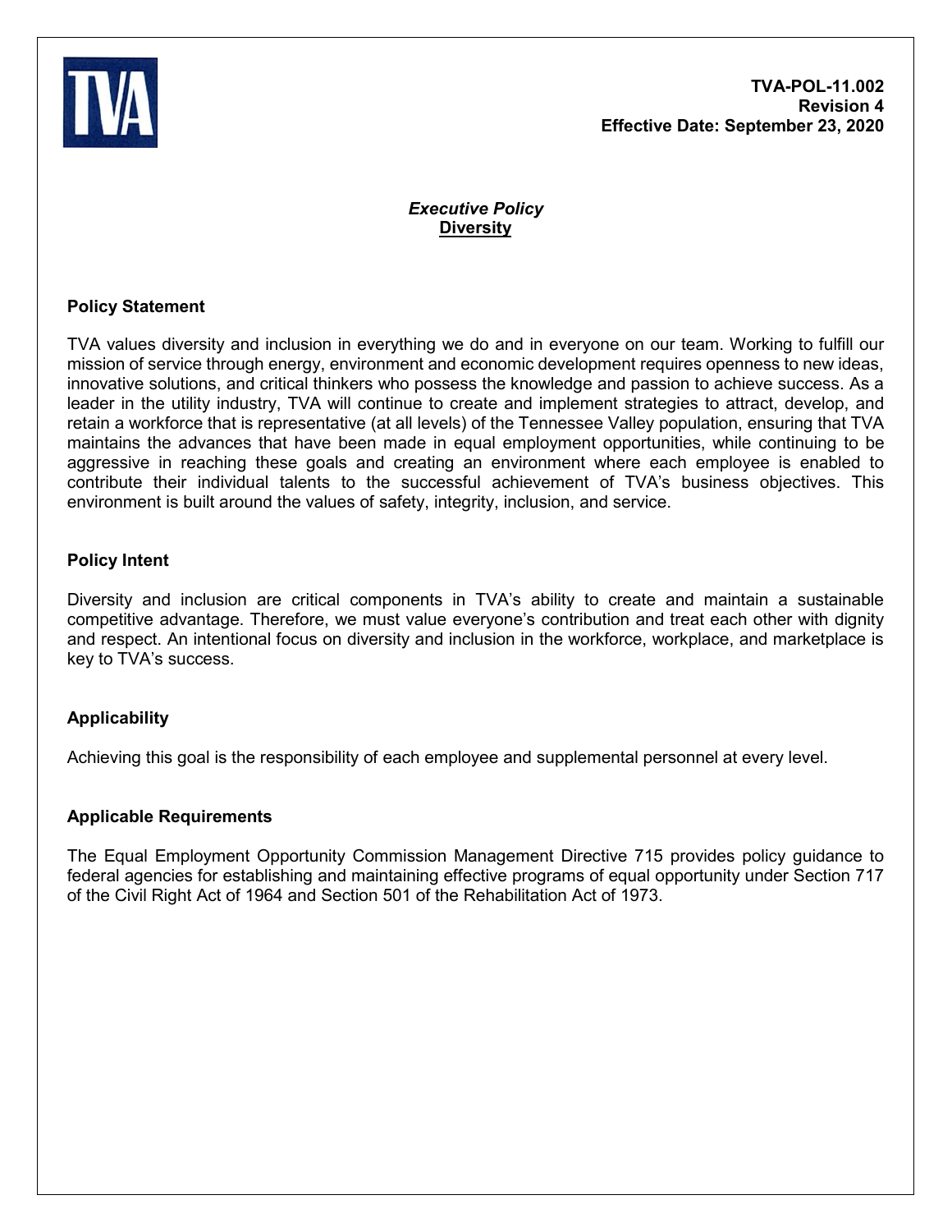**TVA-POL-11.002**
**Revision 4**
**Effective Date: September 23, 2020**

*Executive Policy*

# Diversity

## Policy Statement

TVA values diversity and inclusion in everything we do and in everyone on our team. Working to fulfill our mission of service through energy, environment and economic development requires openness to new ideas, innovative solutions, and critical thinkers who possess the knowledge and passion to achieve success. As a leader in the utility industry, TVA will continue to create and implement strategies to attract, develop, and retain a workforce that is representative (at all levels) of the Tennessee Valley population, ensuring that TVA maintains the advances that have been made in equal employment opportunities, while continuing to be aggressive in reaching these goals and creating an environment where each employee is enabled to contribute their individual talents to the successful achievement of TVA's business objectives. This environment is built around the values of safety, integrity, inclusion, and service.

## Policy Intent

Diversity and inclusion are critical components in TVA's ability to create and maintain a sustainable competitive advantage. Therefore, we must value everyone's contribution and treat each other with dignity and respect. An intentional focus on diversity and inclusion in the workforce, workplace, and marketplace is key to TVA's success.

## Applicability

Achieving this goal is the responsibility of each employee and supplemental personnel at every level.

## Applicable Requirements

The Equal Employment Opportunity Commission Management Directive 715 provides policy guidance to federal agencies for establishing and maintaining effective programs of equal opportunity under Section 717 of the Civil Right Act of 1964 and Section 501 of the Rehabilitation Act of 1973.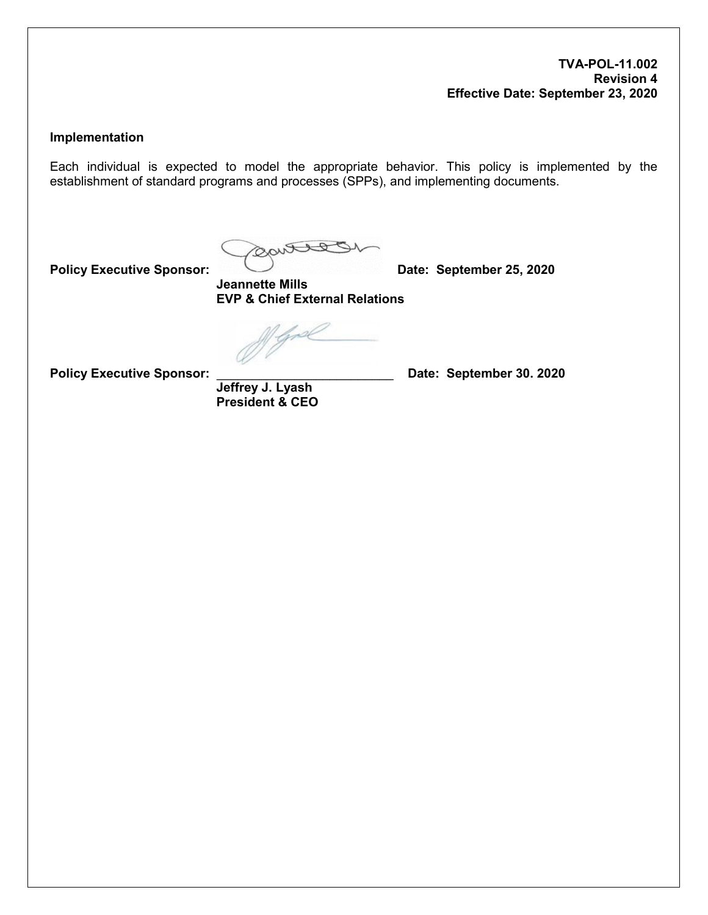**TVA-POL-11.002**
**Revision 4**
**Effective Date: September 23, 2020**

### Implementation

Each individual is expected to model the appropriate behavior. This policy is implemented by the establishment of standard programs and processes (SPPs), and implementing documents.

**Policy Executive Sponsor:** **Date: September 25, 2020**
**Jeannette Mills**
**EVP & Chief External Relations**

**Policy Executive Sponsor:** ___________________________ **Date: September 30. 2020**
**Jeffrey J. Lyash**
**President & CEO**